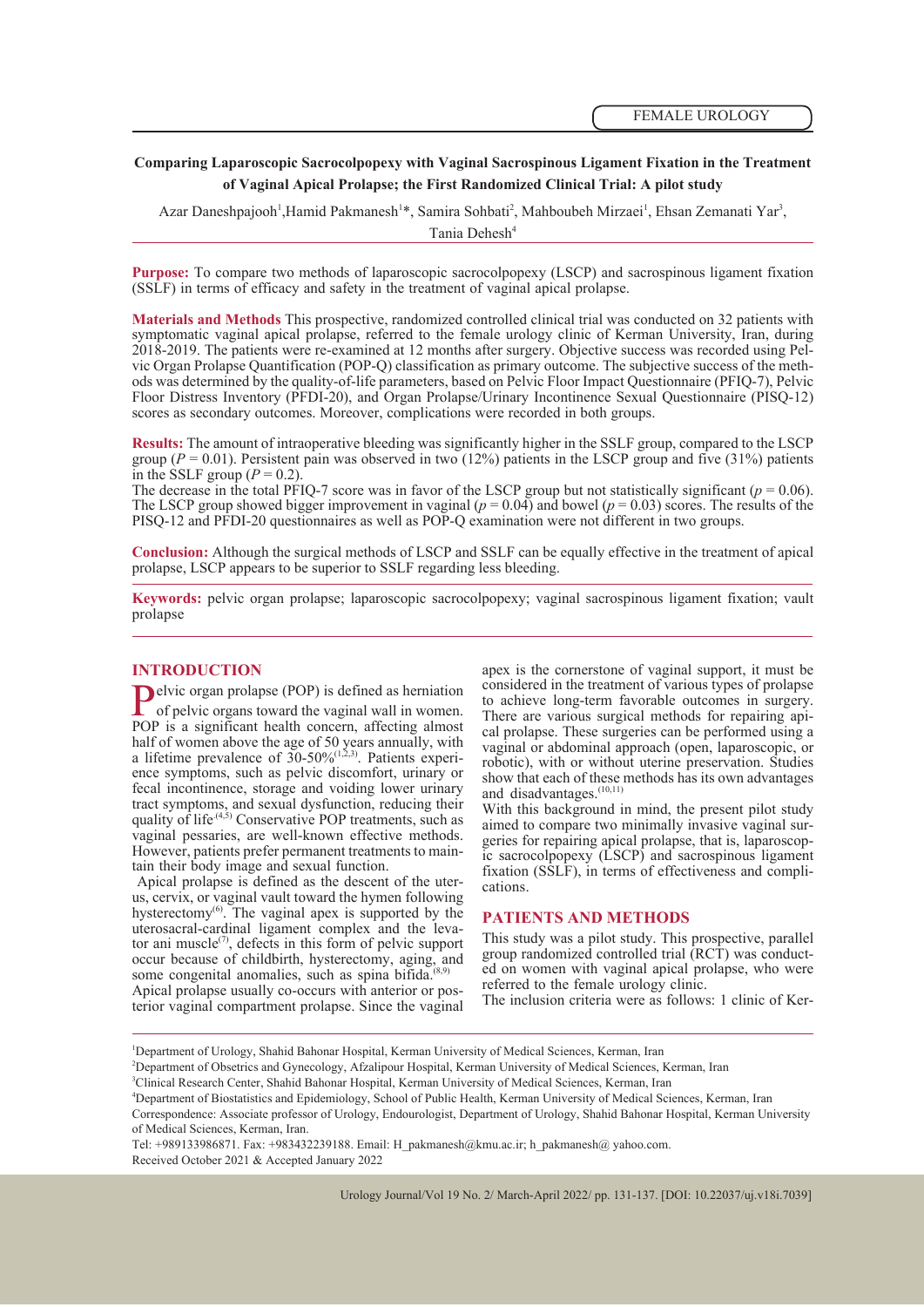FEMALE UROLOGY

# Comparing Laparoscopic Sacrocolpopexy with Vaginal Sacrospinous Ligament Fixation in the Treatment of Vaginal Apical Prolapse; the First Randomized Clinical Trial: A pilot study

Azar Daneshpajooh[1], Hamid Pakmanesh[1]*, Samira Sohbati[2], Mahboubeh Mirzaei[1], Ehsan Zemanati Yar[3], Tania Dehesh[4]

**Purpose:** To compare two methods of laparoscopic sacrocolpopexy (LSCP) and sacrospinous ligament fixation (SSLF) in terms of efficacy and safety in the treatment of vaginal apical prolapse.

**Materials and Methods** This prospective, randomized controlled clinical trial was conducted on 32 patients with symptomatic vaginal apical prolapse, referred to the female urology clinic of Kerman University, Iran, during 2018-2019. The patients were re-examined at 12 months after surgery. Objective success was recorded using Pelvic Organ Prolapse Quantification (POP-Q) classification as primary outcome. The subjective success of the methods was determined by the quality-of-life parameters, based on Pelvic Floor Impact Questionnaire (PFIQ-7), Pelvic Floor Distress Inventory (PFDI-20), and Organ Prolapse/Urinary Incontinence Sexual Questionnaire (PISQ-12) scores as secondary outcomes. Moreover, complications were recorded in both groups.

**Results:** The amount of intraoperative bleeding was significantly higher in the SSLF group, compared to the LSCP group ($P = 0.01$). Persistent pain was observed in two (12%) patients in the LSCP group and five (31%) patients in the SSLF group ($P = 0.2$).
The decrease in the total PFIQ-7 score was in favor of the LSCP group but not statistically significant ($p = 0.06$). The LSCP group showed bigger improvement in vaginal ($p = 0.04$) and bowel ($p = 0.03$) scores. The results of the PISQ-12 and PFDI-20 questionnaires as well as POP-Q examination were not different in two groups.

**Conclusion:** Although the surgical methods of LSCP and SSLF can be equally effective in the treatment of apical prolapse, LSCP appears to be superior to SSLF regarding less bleeding.

**Keywords:** pelvic organ prolapse; laparoscopic sacrocolpopexy; vaginal sacrospinous ligament fixation; vault prolapse

## INTRODUCTION

Pelvic organ prolapse (POP) is defined as herniation of pelvic organs toward the vaginal wall in women. POP is a significant health concern, affecting almost half of women above the age of 50 years annually, with a lifetime prevalence of 30-50%[1,2,3]. Patients experience symptoms, such as pelvic discomfort, urinary or fecal incontinence, storage and voiding lower urinary tract symptoms, and sexual dysfunction, reducing their quality of life[4,5] Conservative POP treatments, such as vaginal pessaries, are well-known effective methods. However, patients prefer permanent treatments to maintain their body image and sexual function.

Apical prolapse is defined as the descent of the uterus, cervix, or vaginal vault toward the hymen following hysterectomy[6]. The vaginal apex is supported by the uterosacral-cardinal ligament complex and the levator ani muscle[7], defects in this form of pelvic support occur because of childbirth, hysterectomy, aging, and some congenital anomalies, such as spina bifida.[8,9]

Apical prolapse usually co-occurs with anterior or posterior vaginal compartment prolapse. Since the vaginal apex is the cornerstone of vaginal support, it must be considered in the treatment of various types of prolapse to achieve long-term favorable outcomes in surgery. There are various surgical methods for repairing apical prolapse. These surgeries can be performed using a vaginal or abdominal approach (open, laparoscopic, or robotic), with or without uterine preservation. Studies show that each of these methods has its own advantages and disadvantages.[10,11]

With this background in mind, the present pilot study aimed to compare two minimally invasive vaginal surgeries for repairing apical prolapse, that is, laparoscopic sacrocolpopexy (LSCP) and sacrospinous ligament fixation (SSLF), in terms of effectiveness and complications.

## PATIENTS AND METHODS

This study was a pilot study. This prospective, parallel group randomized controlled trial (RCT) was conducted on women with vaginal apical prolapse, who were referred to the female urology clinic.

The inclusion criteria were as follows: 1 clinic of Ker-

---

[1]Department of Urology, Shahid Bahonar Hospital, Kerman University of Medical Sciences, Kerman, Iran
[2]Department of Obsetrics and Gynecology, Afzalipour Hospital, Kerman University of Medical Sciences, Kerman, Iran
[3]Clinical Research Center, Shahid Bahonar Hospital, Kerman University of Medical Sciences, Kerman, Iran
[4]Department of Biostatistics and Epidemiology, School of Public Health, Kerman University of Medical Sciences, Kerman, Iran
Correspondence: Associate professor of Urology, Endourologist, Department of Urology, Shahid Bahonar Hospital, Kerman University of Medical Sciences, Kerman, Iran.
Tel: +989133986871. Fax: +983432239188. Email: H_pakmanesh@kmu.ac.ir; h_pakmanesh@ yahoo.com.
Received October 2021 & Accepted January 2022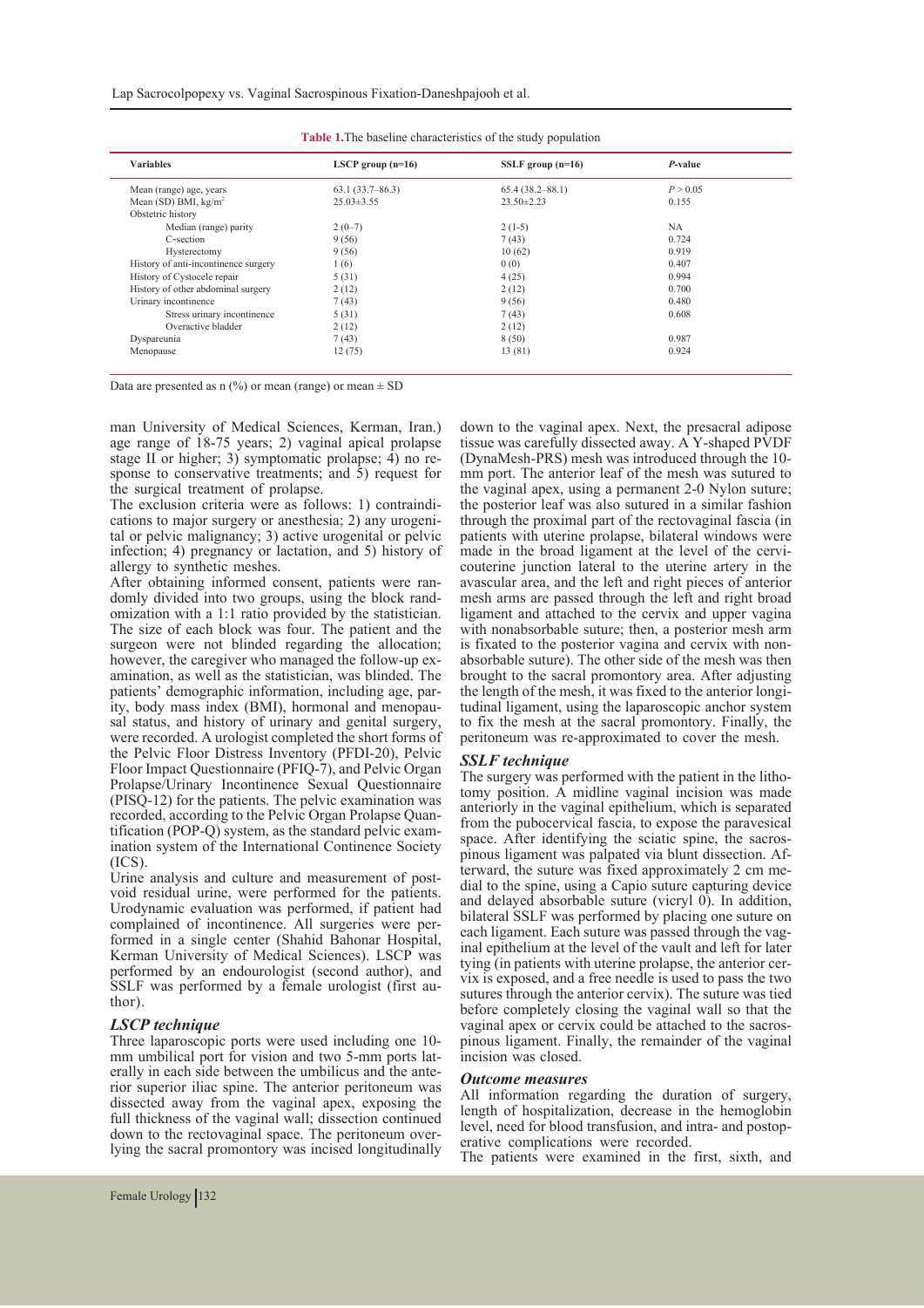**Table 1.** The baseline characteristics of the study population

| Variables | LSCP group (n=16) | SSLF group (n=16) | *P*-value |
|---|---|---|---|
| Mean (range) age, years | 63.1 (33.7–86.3) | 65.4 (38.2–88.1) | $P > 0.05$ |
| Mean (SD) BMI, kg/m$^2$ | 25.03±3.55 | 23.50±2.23 | 0.155 |
| Obstetric history | | | |
| Median (range) parity | 2 (0–7) | 2 (1-5) | NA |
| C-section | 9 (56) | 7 (43) | 0.724 |
| Hysterectomy | 9 (56) | 10 (62) | 0.919 |
| History of anti-incontinence surgery | 1 (6) | 0 (0) | 0.407 |
| History of Cystocele repair | 5 (31) | 4 (25) | 0.994 |
| History of other abdominal surgery | 2 (12) | 2 (12) | 0.700 |
| Urinary incontinence | 7 (43) | 9 (56) | 0.480 |
| Stress urinary incontinence | 5 (31) | 7 (43) | 0.608 |
| Overactive bladder | 2 (12) | 2 (12) | |
| Dyspareunia | 7 (43) | 8 (50) | 0.987 |
| Menopause | 12 (75) | 13 (81) | 0.924 |

Data are presented as n (%) or mean (range) or mean ± SD

man University of Medical Sciences, Kerman, Iran.) age range of 18-75 years; 2) vaginal apical prolapse stage II or higher; 3) symptomatic prolapse; 4) no response to conservative treatments; and 5) request for the surgical treatment of prolapse.

The exclusion criteria were as follows: 1) contraindications to major surgery or anesthesia; 2) any urogenital or pelvic malignancy; 3) active urogenital or pelvic infection; 4) pregnancy or lactation, and 5) history of allergy to synthetic meshes.

After obtaining informed consent, patients were randomly divided into two groups, using the block randomization with a 1:1 ratio provided by the statistician. The size of each block was four. The patient and the surgeon were not blinded regarding the allocation; however, the caregiver who managed the follow-up examination, as well as the statistician, was blinded. The patients' demographic information, including age, parity, body mass index (BMI), hormonal and menopausal status, and history of urinary and genital surgery, were recorded. A urologist completed the short forms of the Pelvic Floor Distress Inventory (PFDI-20), Pelvic Floor Impact Questionnaire (PFIQ-7), and Pelvic Organ Prolapse/Urinary Incontinence Sexual Questionnaire (PISQ-12) for the patients. The pelvic examination was recorded, according to the Pelvic Organ Prolapse Quantification (POP-Q) system, as the standard pelvic examination system of the International Continence Society (ICS).

Urine analysis and culture and measurement of post-void residual urine, were performed for the patients. Urodynamic evaluation was performed, if patient had complained of incontinence. All surgeries were performed in a single center (Shahid Bahonar Hospital, Kerman University of Medical Sciences). LSCP was performed by an endourologist (second author), and SSLF was performed by a female urologist (first author).

### *LSCP technique*

Three laparoscopic ports were used including one 10-mm umbilical port for vision and two 5-mm ports laterally in each side between the umbilicus and the anterior superior iliac spine. The anterior peritoneum was dissected away from the vaginal apex, exposing the full thickness of the vaginal wall; dissection continued down to the rectovaginal space. The peritoneum overlying the sacral promontory was incised longitudinally down to the vaginal apex. Next, the presacral adipose tissue was carefully dissected away. A Y-shaped PVDF (DynaMesh-PRS) mesh was introduced through the 10-mm port. The anterior leaf of the mesh was sutured to the vaginal apex, using a permanent 2-0 Nylon suture; the posterior leaf was also sutured in a similar fashion through the proximal part of the rectovaginal fascia (in patients with uterine prolapse, bilateral windows were made in the broad ligament at the level of the cervicouterine junction lateral to the uterine artery in the avascular area, and the left and right pieces of anterior mesh arms are passed through the left and right broad ligament and attached to the cervix and upper vagina with nonabsorbable suture; then, a posterior mesh arm is fixated to the posterior vagina and cervix with nonabsorbable suture). The other side of the mesh was then brought to the sacral promontory area. After adjusting the length of the mesh, it was fixed to the anterior longitudinal ligament, using the laparoscopic anchor system to fix the mesh at the sacral promontory. Finally, the peritoneum was re-approximated to cover the mesh.

### *SSLF technique*

The surgery was performed with the patient in the lithotomy position. A midline vaginal incision was made anteriorly in the vaginal epithelium, which is separated from the pubocervical fascia, to expose the paravesical space. After identifying the sciatic spine, the sacrospinous ligament was palpated via blunt dissection. Afterward, the suture was fixed approximately 2 cm medial to the spine, using a Capio suture capturing device and delayed absorbable suture (vicryl 0). In addition, bilateral SSLF was performed by placing one suture on each ligament. Each suture was passed through the vaginal epithelium at the level of the vault and left for later tying (in patients with uterine prolapse, the anterior cervix is exposed, and a free needle is used to pass the two sutures through the anterior cervix). The suture was tied before completely closing the vaginal wall so that the vaginal apex or cervix could be attached to the sacrospinous ligament. Finally, the remainder of the vaginal incision was closed.

### *Outcome measures*

All information regarding the duration of surgery, length of hospitalization, decrease in the hemoglobin level, need for blood transfusion, and intra- and postoperative complications were recorded.

The patients were examined in the first, sixth, and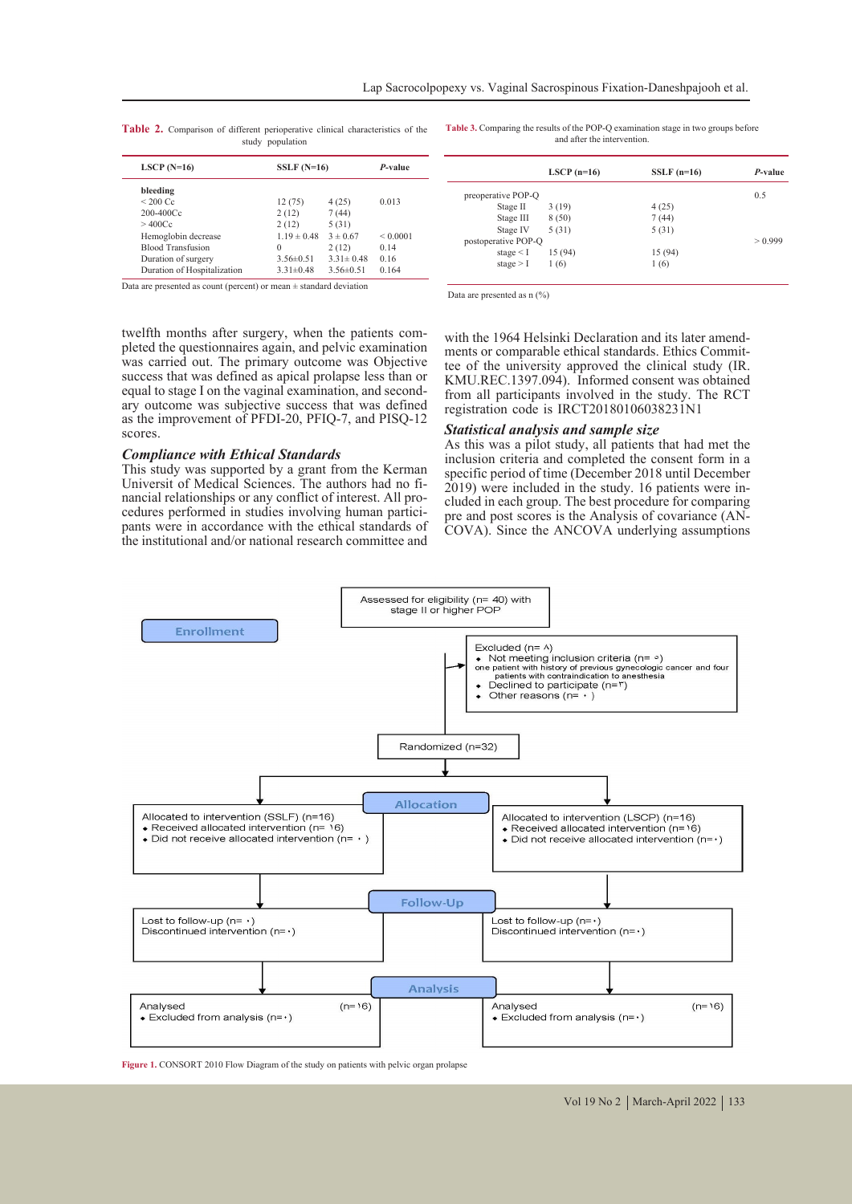**Table 2.** Comparison of different perioperative clinical characteristics of the study population

| | LSCP (N=16) | SSLF (N=16) | *P*-value |
|---|---|---|---|
| **bleeding** | | | |
| < 200 Cc | 12 (75) | 4 (25) | 0.013 |
| 200-400Cc | 2 (12) | 7 (44) | |
| > 400Cc | 2 (12) | 5 (31) | |
| Hemoglobin decrease | 1.19 ± 0.48 | 3 ± 0.67 | < 0.0001 |
| Blood Transfusion | 0 | 2 (12) | 0.14 |
| Duration of surgery | 3.56±0.51 | 3.31± 0.48 | 0.16 |
| Duration of Hospitalization | 3.31±0.48 | 3.56±0.51 | 0.164 |

Data are presented as count (percent) or mean ± standard deviation

**Table 3.** Comparing the results of the POP-Q examination stage in two groups before and after the intervention.

| | LSCP (n=16) | SSLF (n=16) | *P*-value |
|---|---|---|---|
| preoperative POP-Q | | | 0.5 |
| Stage II | 3 (19) | 4 (25) | |
| Stage III | 8 (50) | 7 (44) | |
| Stage IV | 5 (31) | 5 (31) | |
| postoperative POP-Q | | | > 0.999 |
| stage < I | 15 (94) | 15 (94) | |
| stage > I | 1 (6) | 1 (6) | |

Data are presented as n (%)

twelfth months after surgery, when the patients completed the questionnaires again, and pelvic examination was carried out. The primary outcome was Objective success that was defined as apical prolapse less than or equal to stage I on the vaginal examination, and secondary outcome was subjective success that was defined as the improvement of PFDI-20, PFIQ-7, and PISQ-12 scores.

### Compliance with Ethical Standards

This study was supported by a grant from the Kerman Universit of Medical Sciences. The authors had no financial relationships or any conflict of interest. All procedures performed in studies involving human participants were in accordance with the ethical standards of the institutional and/or national research committee and with the 1964 Helsinki Declaration and its later amendments or comparable ethical standards. Ethics Committee of the university approved the clinical study (IR. KMU.REC.1397.094). Informed consent was obtained from all participants involved in the study. The RCT registration code is IRCT20180106038231N1

### Statistical analysis and sample size

As this was a pilot study, all patients that had met the inclusion criteria and completed the consent form in a specific period of time (December 2018 until December 2019) were included in the study. 16 patients were included in each group. The best procedure for comparing pre and post scores is the Analysis of covariance (ANCOVA). Since the ANCOVA underlying assumptions

Enrollment

Assessed for eligibility (n= 40) with stage II or higher POP

Excluded (n= ٨)
- Not meeting inclusion criteria (n= ٥)
  one patient with history of previous gynecologic cancer and four patients with contraindication to anesthesia
- Declined to participate (n=٣)
- Other reasons (n= ٠ )

Randomized (n=32)

Allocation

Allocated to intervention (SSLF) (n=16)
- Received allocated intervention (n= ١6)
- Did not receive allocated intervention (n= ٠ )

Allocated to intervention (LSCP) (n=16)
- Received allocated intervention (n=١6)
- Did not receive allocated intervention (n=٠)

Follow-Up

Lost to follow-up (n= ٠)
Discontinued intervention (n=٠)

Lost to follow-up (n=٠)
Discontinued intervention (n=٠)

Analysis

Analysed (n=١6)
- Excluded from analysis (n=٠)

Analysed (n=١6)
- Excluded from analysis (n=٠)

**Figure 1.** CONSORT 2010 Flow Diagram of the study on patients with pelvic organ prolapse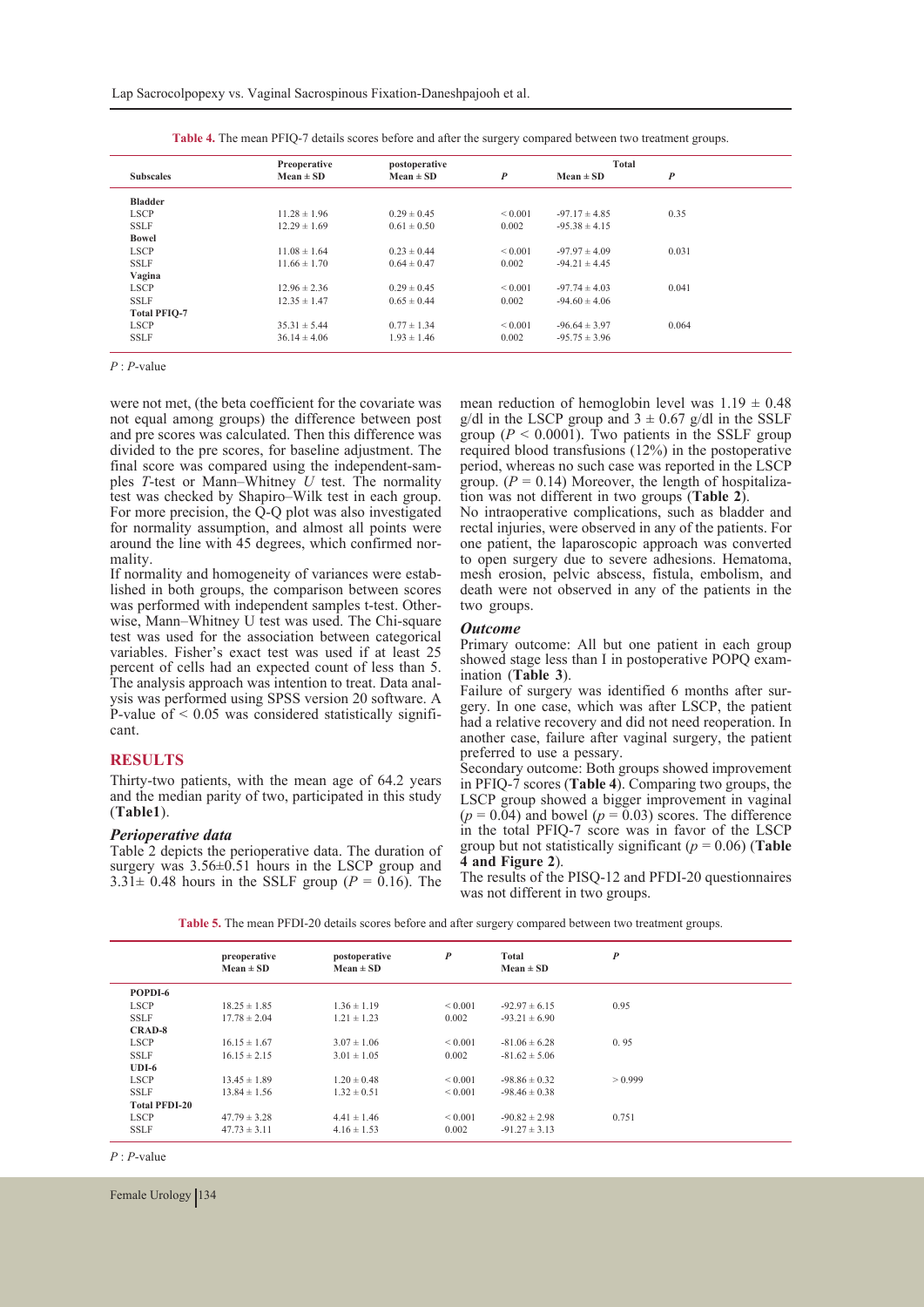**Table 4.** The mean PFIQ-7 details scores before and after the surgery compared between two treatment groups.

| Subscales | Preoperative Mean ± SD | postoperative Mean ± SD | *P* | Total Mean ± SD | *P* |
|---|---|---|---|---|---|
| **Bladder** | | | | | |
| LSCP | 11.28 ± 1.96 | 0.29 ± 0.45 | < 0.001 | -97.17 ± 4.85 | 0.35 |
| SSLF | 12.29 ± 1.69 | 0.61 ± 0.50 | 0.002 | -95.38 ± 4.15 | |
| **Bowel** | | | | | |
| LSCP | 11.08 ± 1.64 | 0.23 ± 0.44 | < 0.001 | -97.97 ± 4.09 | 0.031 |
| SSLF | 11.66 ± 1.70 | 0.64 ± 0.47 | 0.002 | -94.21 ± 4.45 | |
| **Vagina** | | | | | |
| LSCP | 12.96 ± 2.36 | 0.29 ± 0.45 | < 0.001 | -97.74 ± 4.03 | 0.041 |
| SSLF | 12.35 ± 1.47 | 0.65 ± 0.44 | 0.002 | -94.60 ± 4.06 | |
| **Total PFIQ-7** | | | | | |
| LSCP | 35.31 ± 5.44 | 0.77 ± 1.34 | < 0.001 | -96.64 ± 3.97 | 0.064 |
| SSLF | 36.14 ± 4.06 | 1.93 ± 1.46 | 0.002 | -95.75 ± 3.96 | |

*P* : *P*-value

were not met, (the beta coefficient for the covariate was not equal among groups) the difference between post and pre scores was calculated. Then this difference was divided to the pre scores, for baseline adjustment. The final score was compared using the independent-samples *T*-test or Mann–Whitney *U* test. The normality test was checked by Shapiro–Wilk test in each group. For more precision, the Q-Q plot was also investigated for normality assumption, and almost all points were around the line with 45 degrees, which confirmed normality.

If normality and homogeneity of variances were established in both groups, the comparison between scores was performed with independent samples t-test. Otherwise, Mann–Whitney U test was used. The Chi-square test was used for the association between categorical variables. Fisher's exact test was used if at least 25 percent of cells had an expected count of less than 5. The analysis approach was intention to treat. Data analysis was performed using SPSS version 20 software. A P-value of < 0.05 was considered statistically significant.

## RESULTS

Thirty-two patients, with the mean age of 64.2 years and the median parity of two, participated in this study (**Table1**).

### *Perioperative data*

Table 2 depicts the perioperative data. The duration of surgery was 3.56±0.51 hours in the LSCP group and 3.31± 0.48 hours in the SSLF group ($P = 0.16$). The mean reduction of hemoglobin level was 1.19 ± 0.48 g/dl in the LSCP group and 3 ± 0.67 g/dl in the SSLF group ($P < 0.0001$). Two patients in the SSLF group required blood transfusions (12%) in the postoperative period, whereas no such case was reported in the LSCP group. ($P = 0.14$) Moreover, the length of hospitalization was not different in two groups (**Table 2**).

No intraoperative complications, such as bladder and rectal injuries, were observed in any of the patients. For one patient, the laparoscopic approach was converted to open surgery due to severe adhesions. Hematoma, mesh erosion, pelvic abscess, fistula, embolism, and death were not observed in any of the patients in the two groups.

### *Outcome*

Primary outcome: All but one patient in each group showed stage less than I in postoperative POPQ examination (**Table 3**).

Failure of surgery was identified 6 months after surgery. In one case, which was after LSCP, the patient had a relative recovery and did not need reoperation. In another case, failure after vaginal surgery, the patient preferred to use a pessary.

Secondary outcome: Both groups showed improvement in PFIQ-7 scores (**Table 4**). Comparing two groups, the LSCP group showed a bigger improvement in vaginal ($p = 0.04$) and bowel ($p = 0.03$) scores. The difference in the total PFIQ-7 score was in favor of the LSCP group but not statistically significant ($p = 0.06$) (**Table 4 and Figure 2**).

The results of the PISQ-12 and PFDI-20 questionnaires was not different in two groups.

**Table 5.** The mean PFDI-20 details scores before and after surgery compared between two treatment groups.

| | preoperative Mean ± SD | postoperative Mean ± SD | *P* | Total Mean ± SD | *P* |
|---|---|---|---|---|---|
| **POPDI-6** | | | | | |
| LSCP | 18.25 ± 1.85 | 1.36 ± 1.19 | < 0.001 | -92.97 ± 6.15 | 0.95 |
| SSLF | 17.78 ± 2.04 | 1.21 ± 1.23 | 0.002 | -93.21 ± 6.90 | |
| **CRAD-8** | | | | | |
| LSCP | 16.15 ± 1.67 | 3.07 ± 1.06 | < 0.001 | -81.06 ± 6.28 | 0. 95 |
| SSLF | 16.15 ± 2.15 | 3.01 ± 1.05 | 0.002 | -81.62 ± 5.06 | |
| **UDI-6** | | | | | |
| LSCP | 13.45 ± 1.89 | 1.20 ± 0.48 | < 0.001 | -98.86 ± 0.32 | > 0.999 |
| SSLF | 13.84 ± 1.56 | 1.32 ± 0.51 | < 0.001 | -98.46 ± 0.38 | |
| **Total PFDI-20** | | | | | |
| LSCP | 47.79 ± 3.28 | 4.41 ± 1.46 | < 0.001 | -90.82 ± 2.98 | 0.751 |
| SSLF | 47.73 ± 3.11 | 4.16 ± 1.53 | 0.002 | -91.27 ± 3.13 | |

*P* : *P*-value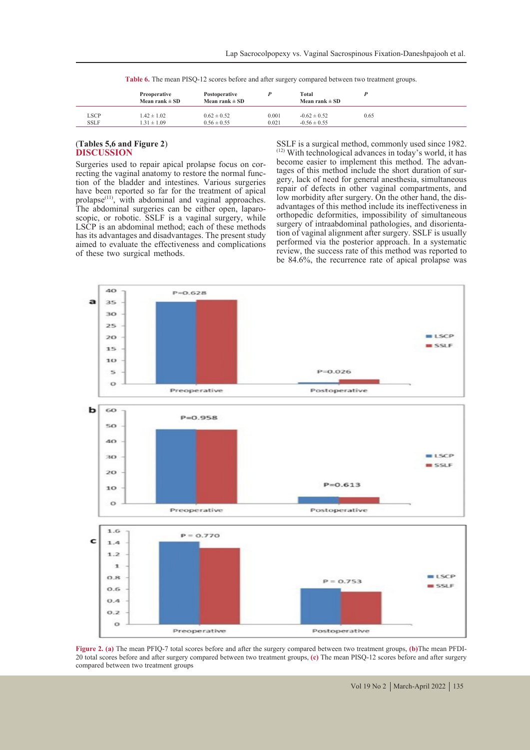**Table 6.** The mean PISQ-12 scores before and after surgery compared between two treatment groups.

| | Preoperative Mean rank ± SD | Postoperative Mean rank ± SD | *P* | Total Mean rank ± SD | *P* |
|---|---|---|---|---|---|
| LSCP | 1.42 ± 1.02 | 0.62 ± 0.52 | 0.001 | -0.62 ± 0.52 | 0.65 |
| SSLF | 1.31 ± 1.09 | 0.56 ± 0.55 | 0.021 | -0.56 ± 0.55 | |

(**Tables 5,6 and Figure 2**)

## DISCUSSION

Surgeries used to repair apical prolapse focus on correcting the vaginal anatomy to restore the normal function of the bladder and intestines. Various surgeries have been reported so far for the treatment of apical prolapse[11], with abdominal and vaginal approaches. The abdominal surgeries can be either open, laparoscopic, or robotic. SSLF is a vaginal surgery, while LSCP is an abdominal method; each of these methods has its advantages and disadvantages. The present study aimed to evaluate the effectiveness and complications of these two surgical methods.

SSLF is a surgical method, commonly used since 1982.[12] With technological advances in today's world, it has become easier to implement this method. The advantages of this method include the short duration of surgery, lack of need for general anesthesia, simultaneous repair of defects in other vaginal compartments, and low morbidity after surgery. On the other hand, the disadvantages of this method include its ineffectiveness in orthopedic deformities, impossibility of simultaneous surgery of intraabdominal pathologies, and disorientation of vaginal alignment after surgery. SSLF is usually performed via the posterior approach. In a systematic review, the success rate of this method was reported to be 84.6%, the recurrence rate of apical prolapse was

**Figure 2. (a)** The mean PFIQ-7 total scores before and after the surgery compared between two treatment groups, **(b)** The mean PFDI-20 total scores before and after surgery compared between two treatment groups, **(c)** The mean PISQ-12 scores before and after surgery compared between two treatment groups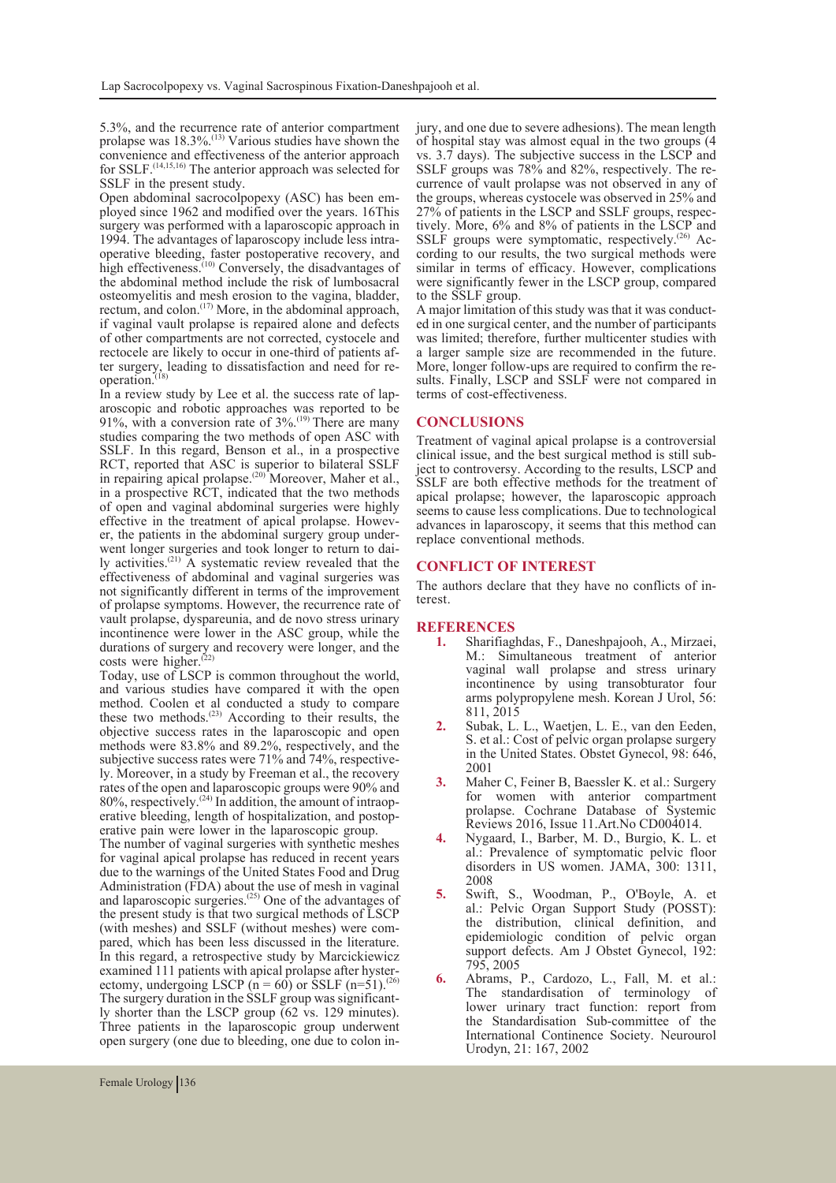5.3%, and the recurrence rate of anterior compartment prolapse was 18.3%.[13] Various studies have shown the convenience and effectiveness of the anterior approach for SSLF.[14,15,16] The anterior approach was selected for SSLF in the present study.

Open abdominal sacrocolpopexy (ASC) has been employed since 1962 and modified over the years. 16This surgery was performed with a laparoscopic approach in 1994. The advantages of laparoscopy include less intraoperative bleeding, faster postoperative recovery, and high effectiveness.[10] Conversely, the disadvantages of the abdominal method include the risk of lumbosacral osteomyelitis and mesh erosion to the vagina, bladder, rectum, and colon.[17] More, in the abdominal approach, if vaginal vault prolapse is repaired alone and defects of other compartments are not corrected, cystocele and rectocele are likely to occur in one-third of patients after surgery, leading to dissatisfaction and need for reoperation.[18]

In a review study by Lee et al. the success rate of laparoscopic and robotic approaches was reported to be 91%, with a conversion rate of 3%.[19] There are many studies comparing the two methods of open ASC with SSLF. In this regard, Benson et al., in a prospective RCT, reported that ASC is superior to bilateral SSLF in repairing apical prolapse.[20] Moreover, Maher et al., in a prospective RCT, indicated that the two methods of open and vaginal abdominal surgeries were highly effective in the treatment of apical prolapse. However, the patients in the abdominal surgery group underwent longer surgeries and took longer to return to daily activities.[21] A systematic review revealed that the effectiveness of abdominal and vaginal surgeries was not significantly different in terms of the improvement of prolapse symptoms. However, the recurrence rate of vault prolapse, dyspareunia, and de novo stress urinary incontinence were lower in the ASC group, while the durations of surgery and recovery were longer, and the costs were higher.[22]

Today, use of LSCP is common throughout the world, and various studies have compared it with the open method. Coolen et al conducted a study to compare these two methods.[23] According to their results, the objective success rates in the laparoscopic and open methods were 83.8% and 89.2%, respectively, and the subjective success rates were 71% and 74%, respectively. Moreover, in a study by Freeman et al., the recovery rates of the open and laparoscopic groups were 90% and 80%, respectively.[24] In addition, the amount of intraoperative bleeding, length of hospitalization, and postoperative pain were lower in the laparoscopic group.

The number of vaginal surgeries with synthetic meshes for vaginal apical prolapse has reduced in recent years due to the warnings of the United States Food and Drug Administration (FDA) about the use of mesh in vaginal and laparoscopic surgeries.[25] One of the advantages of the present study is that two surgical methods of LSCP (with meshes) and SSLF (without meshes) were compared, which has been less discussed in the literature. In this regard, a retrospective study by Marcickiewicz examined 111 patients with apical prolapse after hysterectomy, undergoing LSCP (n = 60) or SSLF (n=51).[26] The surgery duration in the SSLF group was significantly shorter than the LSCP group (62 vs. 129 minutes). Three patients in the laparoscopic group underwent open surgery (one due to bleeding, one due to colon injury, and one due to severe adhesions). The mean length of hospital stay was almost equal in the two groups (4 vs. 3.7 days). The subjective success in the LSCP and SSLF groups was 78% and 82%, respectively. The recurrence of vault prolapse was not observed in any of the groups, whereas cystocele was observed in 25% and 27% of patients in the LSCP and SSLF groups, respectively. More, 6% and 8% of patients in the LSCP and SSLF groups were symptomatic, respectively.[26] According to our results, the two surgical methods were similar in terms of efficacy. However, complications were significantly fewer in the LSCP group, compared to the SSLF group.

A major limitation of this study was that it was conducted in one surgical center, and the number of participants was limited; therefore, further multicenter studies with a larger sample size are recommended in the future. More, longer follow-ups are required to confirm the results. Finally, LSCP and SSLF were not compared in terms of cost-effectiveness.

## CONCLUSIONS

Treatment of vaginal apical prolapse is a controversial clinical issue, and the best surgical method is still subject to controversy. According to the results, LSCP and SSLF are both effective methods for the treatment of apical prolapse; however, the laparoscopic approach seems to cause less complications. Due to technological advances in laparoscopy, it seems that this method can replace conventional methods.

## CONFLICT OF INTEREST

The authors declare that they have no conflicts of interest.

## REFERENCES

1. Sharifiaghdas, F., Daneshpajooh, A., Mirzaei, M.: Simultaneous treatment of anterior vaginal wall prolapse and stress urinary incontinence by using transobturator four arms polypropylene mesh. Korean J Urol, 56: 811, 2015
2. Subak, L. L., Waetjen, L. E., van den Eeden, S. et al.: Cost of pelvic organ prolapse surgery in the United States. Obstet Gynecol, 98: 646, 2001
3. Maher C, Feiner B, Baessler K. et al.: Surgery for women with anterior compartment prolapse. Cochrane Database of Systemic Reviews 2016, Issue 11.Art.No CD004014.
4. Nygaard, I., Barber, M. D., Burgio, K. L. et al.: Prevalence of symptomatic pelvic floor disorders in US women. JAMA, 300: 1311, 2008
5. Swift, S., Woodman, P., O'Boyle, A. et al.: Pelvic Organ Support Study (POSST): the distribution, clinical definition, and epidemiologic condition of pelvic organ support defects. Am J Obstet Gynecol, 192: 795, 2005
6. Abrams, P., Cardozo, L., Fall, M. et al.: The standardisation of terminology of lower urinary tract function: report from the Standardisation Sub-committee of the International Continence Society. Neurourol Urodyn, 21: 167, 2002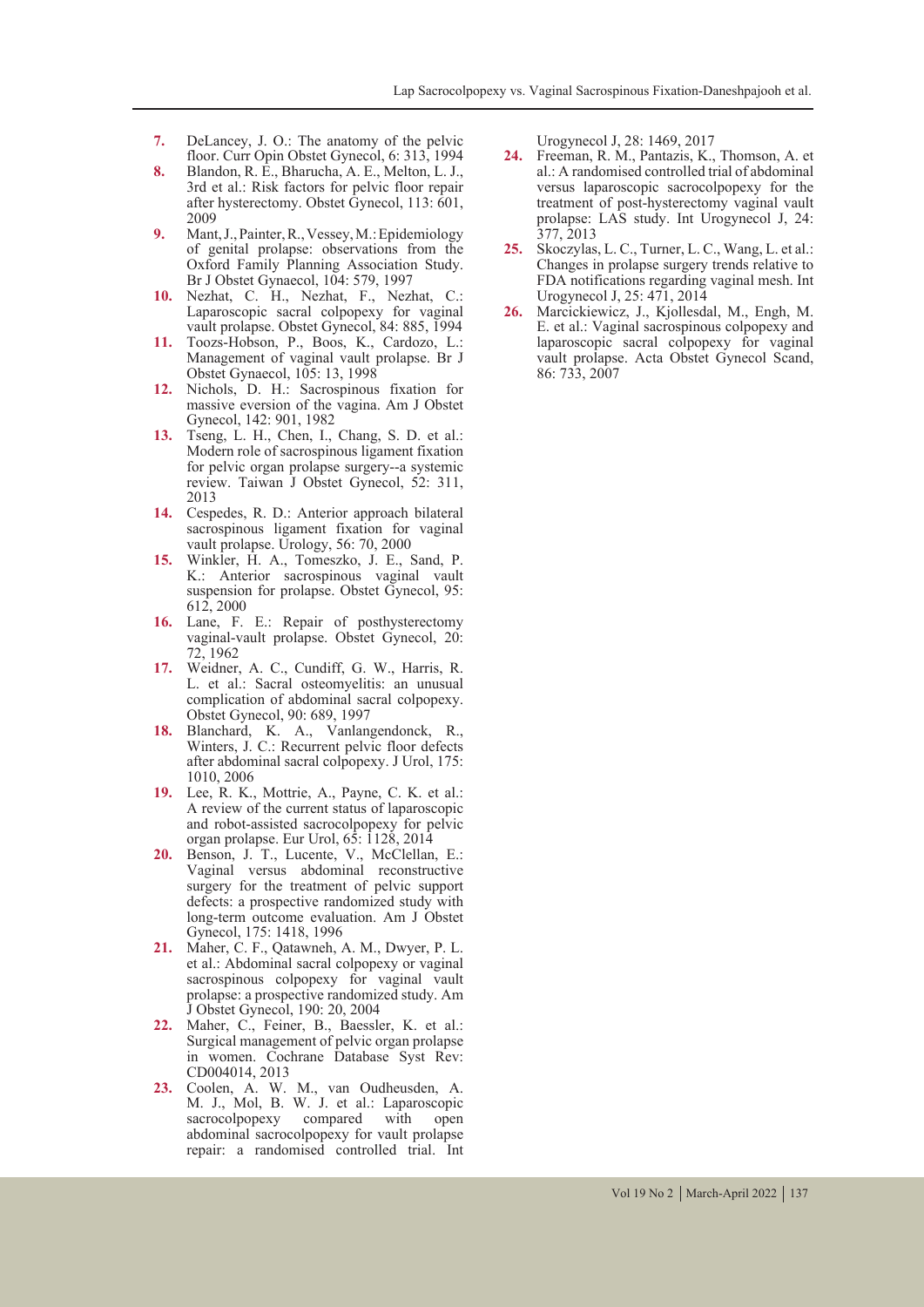7. DeLancey, J. O.: The anatomy of the pelvic floor. Curr Opin Obstet Gynecol, 6: 313, 1994
8. Blandon, R. E., Bharucha, A. E., Melton, L. J., 3rd et al.: Risk factors for pelvic floor repair after hysterectomy. Obstet Gynecol, 113: 601, 2009
9. Mant, J., Painter, R., Vessey, M.: Epidemiology of genital prolapse: observations from the Oxford Family Planning Association Study. Br J Obstet Gynaecol, 104: 579, 1997
10. Nezhat, C. H., Nezhat, F., Nezhat, C.: Laparoscopic sacral colpopexy for vaginal vault prolapse. Obstet Gynecol, 84: 885, 1994
11. Toozs-Hobson, P., Boos, K., Cardozo, L.: Management of vaginal vault prolapse. Br J Obstet Gynaecol, 105: 13, 1998
12. Nichols, D. H.: Sacrospinous fixation for massive eversion of the vagina. Am J Obstet Gynecol, 142: 901, 1982
13. Tseng, L. H., Chen, I., Chang, S. D. et al.: Modern role of sacrospinous ligament fixation for pelvic organ prolapse surgery--a systemic review. Taiwan J Obstet Gynecol, 52: 311, 2013
14. Cespedes, R. D.: Anterior approach bilateral sacrospinous ligament fixation for vaginal vault prolapse. Urology, 56: 70, 2000
15. Winkler, H. A., Tomeszko, J. E., Sand, P. K.: Anterior sacrospinous vaginal vault suspension for prolapse. Obstet Gynecol, 95: 612, 2000
16. Lane, F. E.: Repair of posthysterectomy vaginal-vault prolapse. Obstet Gynecol, 20: 72, 1962
17. Weidner, A. C., Cundiff, G. W., Harris, R. L. et al.: Sacral osteomyelitis: an unusual complication of abdominal sacral colpopexy. Obstet Gynecol, 90: 689, 1997
18. Blanchard, K. A., Vanlangendonck, R., Winters, J. C.: Recurrent pelvic floor defects after abdominal sacral colpopexy. J Urol, 175: 1010, 2006
19. Lee, R. K., Mottrie, A., Payne, C. K. et al.: A review of the current status of laparoscopic and robot-assisted sacrocolpopexy for pelvic organ prolapse. Eur Urol, 65: 1128, 2014
20. Benson, J. T., Lucente, V., McClellan, E.: Vaginal versus abdominal reconstructive surgery for the treatment of pelvic support defects: a prospective randomized study with long-term outcome evaluation. Am J Obstet Gynecol, 175: 1418, 1996
21. Maher, C. F., Qatawneh, A. M., Dwyer, P. L. et al.: Abdominal sacral colpopexy or vaginal sacrospinous colpopexy for vaginal vault prolapse: a prospective randomized study. Am J Obstet Gynecol, 190: 20, 2004
22. Maher, C., Feiner, B., Baessler, K. et al.: Surgical management of pelvic organ prolapse in women. Cochrane Database Syst Rev: CD004014, 2013
23. Coolen, A. W. M., van Oudheusden, A. M. J., Mol, B. W. J. et al.: Laparoscopic sacrocolpopexy compared with open abdominal sacrocolpopexy for vault prolapse repair: a randomised controlled trial. Int Urogynecol J, 28: 1469, 2017
24. Freeman, R. M., Pantazis, K., Thomson, A. et al.: A randomised controlled trial of abdominal versus laparoscopic sacrocolpopexy for the treatment of post-hysterectomy vaginal vault prolapse: LAS study. Int Urogynecol J, 24: 377, 2013
25. Skoczylas, L. C., Turner, L. C., Wang, L. et al.: Changes in prolapse surgery trends relative to FDA notifications regarding vaginal mesh. Int Urogynecol J, 25: 471, 2014
26. Marcickiewicz, J., Kjollesdal, M., Engh, M. E. et al.: Vaginal sacrospinous colpopexy and laparoscopic sacral colpopexy for vaginal vault prolapse. Acta Obstet Gynecol Scand, 86: 733, 2007